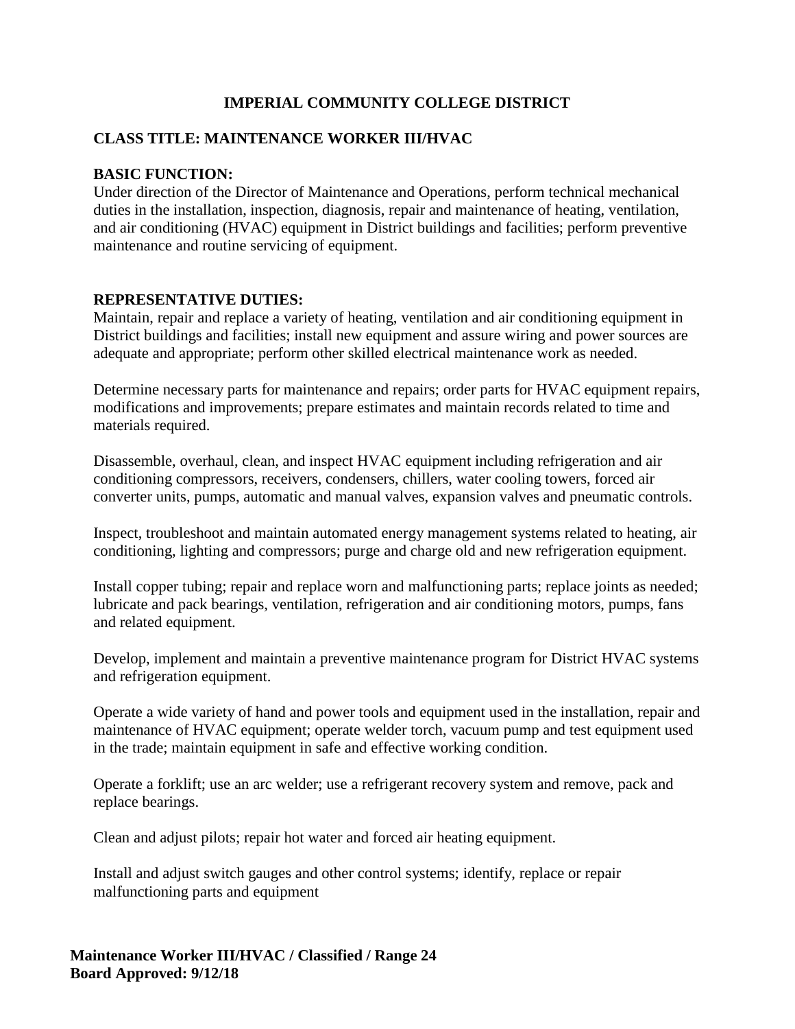# IMPERIAL COMMUNITY COLLEGE DISTRICT

## CLASS TITLE: MAINTENANCE WORKER III/HVAC

**BASIC FUNCTION:**
Under direction of the Director of Maintenance and Operations, perform technical mechanical duties in the installation, inspection, diagnosis, repair and maintenance of heating, ventilation, and air conditioning (HVAC) equipment in District buildings and facilities; perform preventive maintenance and routine servicing of equipment.

**REPRESENTATIVE DUTIES:**
Maintain, repair and replace a variety of heating, ventilation and air conditioning equipment in District buildings and facilities; install new equipment and assure wiring and power sources are adequate and appropriate; perform other skilled electrical maintenance work as needed.

Determine necessary parts for maintenance and repairs; order parts for HVAC equipment repairs, modifications and improvements; prepare estimates and maintain records related to time and materials required.

Disassemble, overhaul, clean, and inspect HVAC equipment including refrigeration and air conditioning compressors, receivers, condensers, chillers, water cooling towers, forced air converter units, pumps, automatic and manual valves, expansion valves and pneumatic controls.

Inspect, troubleshoot and maintain automated energy management systems related to heating, air conditioning, lighting and compressors; purge and charge old and new refrigeration equipment.

Install copper tubing; repair and replace worn and malfunctioning parts; replace joints as needed; lubricate and pack bearings, ventilation, refrigeration and air conditioning motors, pumps, fans and related equipment.

Develop, implement and maintain a preventive maintenance program for District HVAC systems and refrigeration equipment.

Operate a wide variety of hand and power tools and equipment used in the installation, repair and maintenance of HVAC equipment; operate welder torch, vacuum pump and test equipment used in the trade; maintain equipment in safe and effective working condition.

Operate a forklift; use an arc welder; use a refrigerant recovery system and remove, pack and replace bearings.

Clean and adjust pilots; repair hot water and forced air heating equipment.

Install and adjust switch gauges and other control systems; identify, replace or repair malfunctioning parts and equipment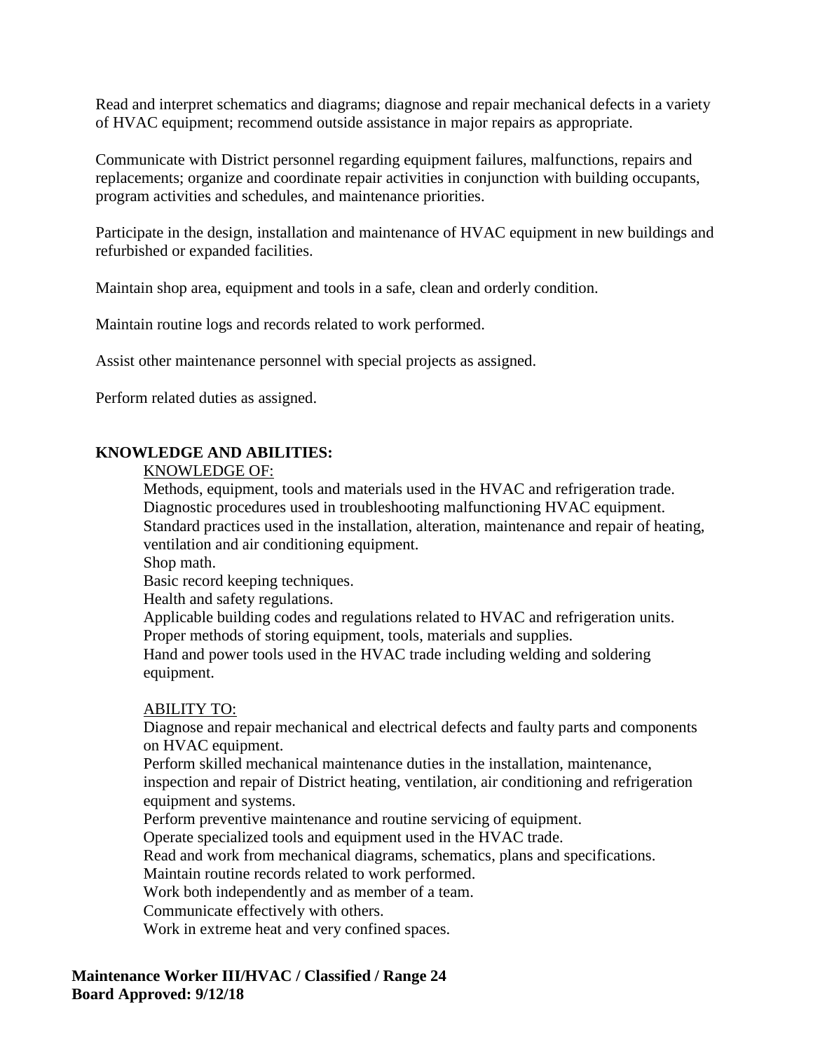Read and interpret schematics and diagrams; diagnose and repair mechanical defects in a variety of HVAC equipment; recommend outside assistance in major repairs as appropriate.

Communicate with District personnel regarding equipment failures, malfunctions, repairs and replacements; organize and coordinate repair activities in conjunction with building occupants, program activities and schedules, and maintenance priorities.

Participate in the design, installation and maintenance of HVAC equipment in new buildings and refurbished or expanded facilities.

Maintain shop area, equipment and tools in a safe, clean and orderly condition.

Maintain routine logs and records related to work performed.

Assist other maintenance personnel with special projects as assigned.

Perform related duties as assigned.

**KNOWLEDGE AND ABILITIES:**

KNOWLEDGE OF:

Methods, equipment, tools and materials used in the HVAC and refrigeration trade.
Diagnostic procedures used in troubleshooting malfunctioning HVAC equipment.
Standard practices used in the installation, alteration, maintenance and repair of heating, ventilation and air conditioning equipment.
Shop math.
Basic record keeping techniques.
Health and safety regulations.
Applicable building codes and regulations related to HVAC and refrigeration units.
Proper methods of storing equipment, tools, materials and supplies.
Hand and power tools used in the HVAC trade including welding and soldering equipment.

ABILITY TO:

Diagnose and repair mechanical and electrical defects and faulty parts and components on HVAC equipment.
Perform skilled mechanical maintenance duties in the installation, maintenance, inspection and repair of District heating, ventilation, air conditioning and refrigeration equipment and systems.
Perform preventive maintenance and routine servicing of equipment.
Operate specialized tools and equipment used in the HVAC trade.
Read and work from mechanical diagrams, schematics, plans and specifications.
Maintain routine records related to work performed.
Work both independently and as member of a team.
Communicate effectively with others.
Work in extreme heat and very confined spaces.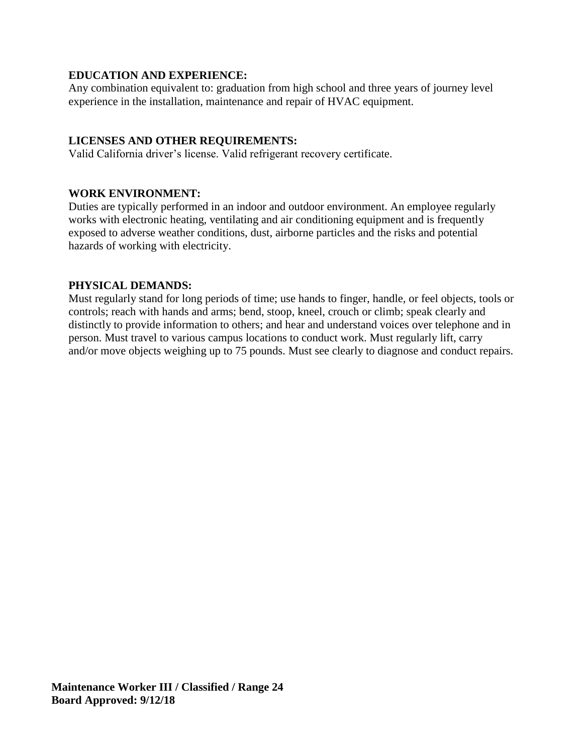**EDUCATION AND EXPERIENCE:**
Any combination equivalent to: graduation from high school and three years of journey level experience in the installation, maintenance and repair of HVAC equipment.

**LICENSES AND OTHER REQUIREMENTS:**
Valid California driver's license. Valid refrigerant recovery certificate.

**WORK ENVIRONMENT:**
Duties are typically performed in an indoor and outdoor environment. An employee regularly works with electronic heating, ventilating and air conditioning equipment and is frequently exposed to adverse weather conditions, dust, airborne particles and the risks and potential hazards of working with electricity.

**PHYSICAL DEMANDS:**
Must regularly stand for long periods of time; use hands to finger, handle, or feel objects, tools or controls; reach with hands and arms; bend, stoop, kneel, crouch or climb; speak clearly and distinctly to provide information to others; and hear and understand voices over telephone and in person. Must travel to various campus locations to conduct work. Must regularly lift, carry and/or move objects weighing up to 75 pounds. Must see clearly to diagnose and conduct repairs.

**Maintenance Worker III / Classified / Range 24**
**Board Approved: 9/12/18**